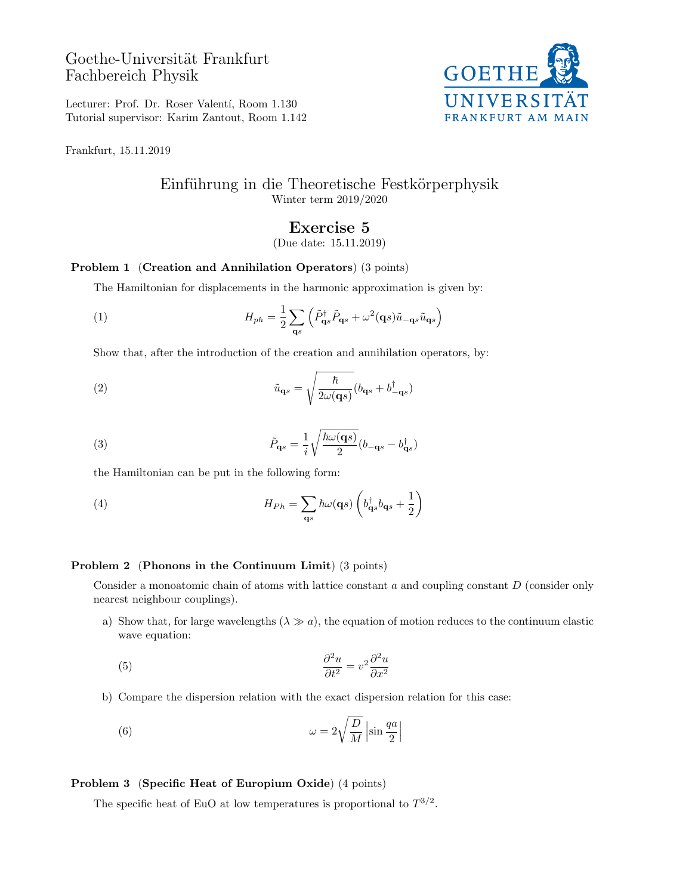Goethe-Universität Frankfurt
Fachbereich Physik

Lecturer: Prof. Dr. Roser Valentí, Room 1.130
Tutorial supervisor: Karim Zantout, Room 1.142

Frankfurt, 15.11.2019

# Einführung in die Theoretische Festkörperphysik

Winter term 2019/2020

## Exercise 5

(Due date: 15.11.2019)

**Problem 1** (**Creation and Annihilation Operators**) (3 points)

The Hamiltonian for displacements in the harmonic approximation is given by:

$$H_{ph} = \frac{1}{2}\sum_{\mathbf{q}s}\left(\tilde{P}^{\dagger}_{\mathbf{q}s}\tilde{P}_{\mathbf{q}s} + \omega^2(\mathbf{q}s)\tilde{u}_{-\mathbf{q}s}\tilde{u}_{\mathbf{q}s}\right) \tag{1}$$

Show that, after the introduction of the creation and annihilation operators, by:

$$\tilde{u}_{\mathbf{q}s} = \sqrt{\frac{\hbar}{2\omega(\mathbf{q}s)}}(b_{\mathbf{q}s} + b^{\dagger}_{-\mathbf{q}s}) \tag{2}$$

$$\tilde{P}_{\mathbf{q}s} = \frac{1}{i}\sqrt{\frac{\hbar\omega(\mathbf{q}s)}{2}}(b_{-\mathbf{q}s} - b^{\dagger}_{\mathbf{q}s}) \tag{3}$$

the Hamiltonian can be put in the following form:

$$H_{Ph} = \sum_{\mathbf{q}s}\hbar\omega(\mathbf{q}s)\left(b^{\dagger}_{\mathbf{q}s}b_{\mathbf{q}s} + \frac{1}{2}\right) \tag{4}$$

**Problem 2** (**Phonons in the Continuum Limit**) (3 points)

Consider a monoatomic chain of atoms with lattice constant $a$ and coupling constant $D$ (consider only nearest neighbour couplings).

a) Show that, for large wavelengths ($\lambda \gg a$), the equation of motion reduces to the continuum elastic wave equation:

$$\frac{\partial^2 u}{\partial t^2} = v^2\frac{\partial^2 u}{\partial x^2} \tag{5}$$

b) Compare the dispersion relation with the exact dispersion relation for this case:

$$\omega = 2\sqrt{\frac{D}{M}}\left|\sin\frac{qa}{2}\right| \tag{6}$$

**Problem 3** (**Specific Heat of Europium Oxide**) (4 points)

The specific heat of EuO at low temperatures is proportional to $T^{3/2}$.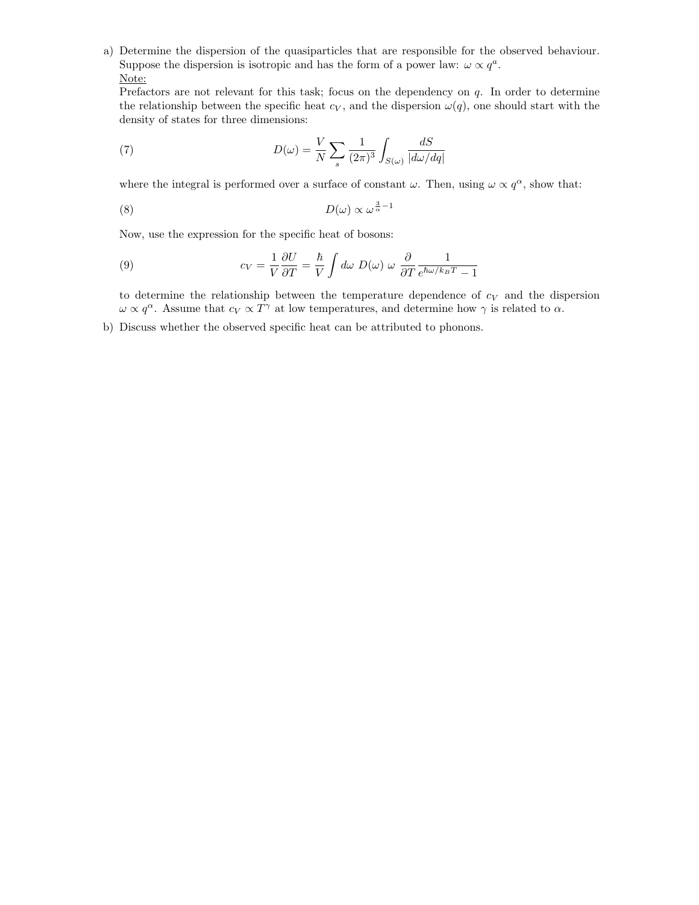a) Determine the dispersion of the quasiparticles that are responsible for the observed behaviour. Suppose the dispersion is isotropic and has the form of a power law: $\omega \propto q^a$.
Note:
Prefactors are not relevant for this task; focus on the dependency on $q$. In order to determine the relationship between the specific heat $c_V$, and the dispersion $\omega(q)$, one should start with the density of states for three dimensions:

$$D(\omega) = \frac{V}{N} \sum_s \frac{1}{(2\pi)^3} \int_{S(\omega)} \frac{dS}{|d\omega/dq|} \tag{7}$$

where the integral is performed over a surface of constant $\omega$. Then, using $\omega \propto q^\alpha$, show that:

$$D(\omega) \propto \omega^{\frac{3}{\alpha}-1} \tag{8}$$

Now, use the expression for the specific heat of bosons:

$$c_V = \frac{1}{V}\frac{\partial U}{\partial T} = \frac{\hbar}{V} \int d\omega \; D(\omega) \; \omega \; \frac{\partial}{\partial T} \frac{1}{e^{\hbar\omega/k_B T} - 1} \tag{9}$$

to determine the relationship between the temperature dependence of $c_V$ and the dispersion $\omega \propto q^\alpha$. Assume that $c_V \propto T^\gamma$ at low temperatures, and determine how $\gamma$ is related to $\alpha$.

b) Discuss whether the observed specific heat can be attributed to phonons.